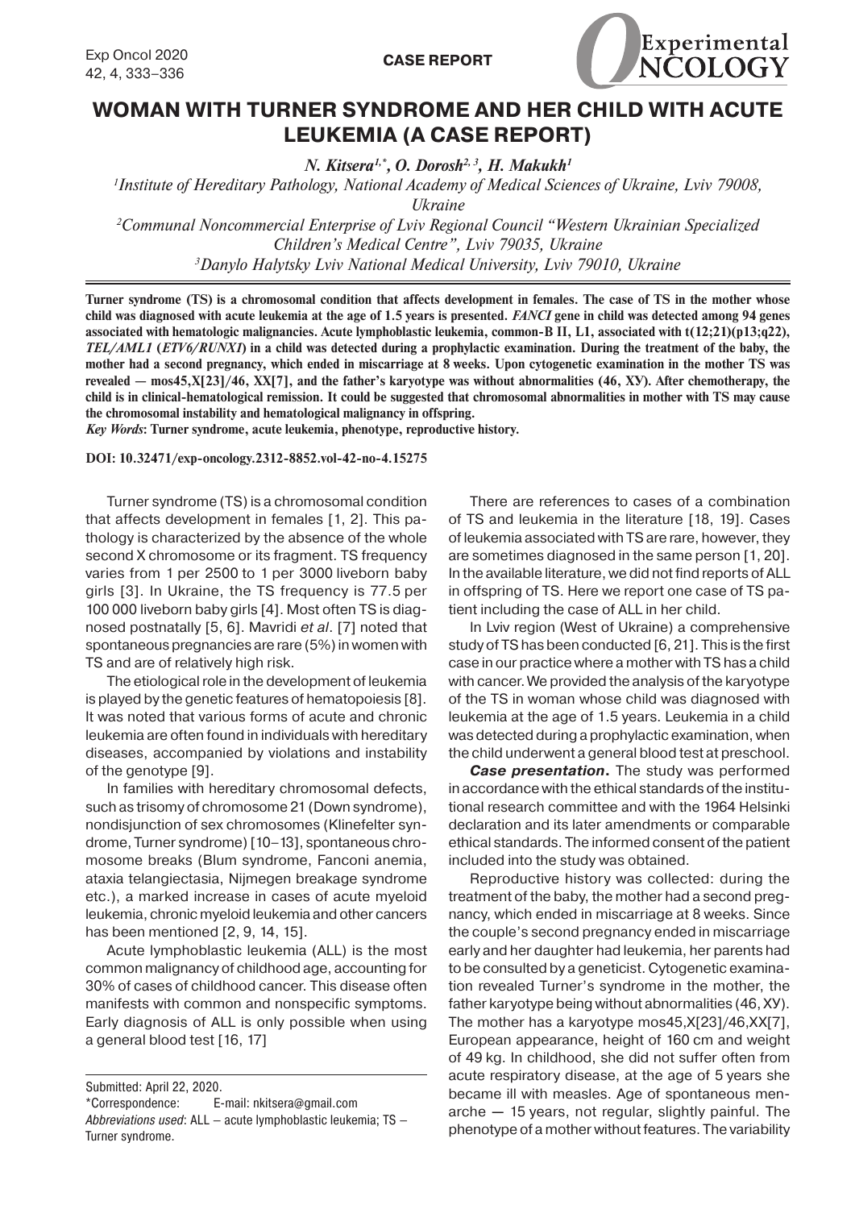# WOMAN WITH TURNER SYNDROME AND HER CHILD WITH ACUTE LEUKEMIA (A CASE REPORT)

*N. Kitsera[1,*], O. Dorosh[2,3], H. Makukh[1]*

[1]*Institute of Hereditary Pathology, National Academy of Medical Sciences of Ukraine, Lviv 79008, Ukraine*

[2]*Communal Noncommercial Enterprise of Lviv Regional Council "Western Ukrainian Specialized Children's Medical Centre", Lviv 79035, Ukraine*

[3]*Danylo Halytsky Lviv National Medical University, Lviv 79010, Ukraine*

**Turner syndrome (TS) is a chromosomal condition that affects development in females. The case of TS in the mother whose child was diagnosed with acute leukemia at the age of 1.5 years is presented. *FANCI* gene in child was detected among 94 genes associated with hematologic malignancies. Acute lymphoblastic leukemia, common-B II, L1, associated with t(12;21)(p13;q22), *TEL/AML1* (*ETV6/RUNX1*) in a child was detected during a prophylactic examination. During the treatment of the baby, the mother had a second pregnancy, which ended in miscarriage at 8 weeks. Upon cytogenetic examination in the mother TS was revealed — mos45,X[23]/46, XX[7], and the father's karyotype was without abnormalities (46, XУ). After chemotherapy, the child is in clinical-hematological remission. It could be suggested that chromosomal abnormalities in mother with TS may cause the chromosomal instability and hematological malignancy in offspring.**

***Key Words*: Turner syndrome, acute leukemia, phenotype, reproductive history.**

**DOI: 10.32471/exp-oncology.2312-8852.vol-42-no-4.15275**

Turner syndrome (TS) is a chromosomal condition that affects development in females [1, 2]. This pathology is characterized by the absence of the whole second X chromosome or its fragment. TS frequency varies from 1 per 2500 to 1 per 3000 liveborn baby girls [3]. In Ukraine, the TS frequency is 77.5 per 100 000 liveborn baby girls [4]. Most often TS is diagnosed postnatally [5, 6]. Mavridi *et al*. [7] noted that spontaneous pregnancies are rare (5%) in women with TS and are of relatively high risk.

The etiological role in the development of leukemia is played by the genetic features of hematopoiesis [8]. It was noted that various forms of acute and chronic leukemia are often found in individuals with hereditary diseases, accompanied by violations and instability of the genotype [9].

In families with hereditary chromosomal defects, such as trisomy of chromosome 21 (Down syndrome), nondisjunction of sex chromosomes (Klinefelter syndrome, Turner syndrome) [10–13], spontaneous chromosome breaks (Blum syndrome, Fanconi anemia, ataxia telangiectasia, Nijmegen breakage syndrome etc.), a marked increase in cases of acute myeloid leukemia, chronic myeloid leukemia and other cancers has been mentioned [2, 9, 14, 15].

Acute lymphoblastic leukemia (ALL) is the most common malignancy of childhood age, accounting for 30% of cases of childhood cancer. This disease often manifests with common and nonspecific symptoms. Early diagnosis of ALL is only possible when using a general blood test [16, 17]

There are references to cases of a combination of TS and leukemia in the literature [18, 19]. Cases of leukemia associated with TS are rare, however, they are sometimes diagnosed in the same person [1, 20]. In the available literature, we did not find reports of ALL in offspring of TS. Here we report one case of TS patient including the case of ALL in her child.

In Lviv region (West of Ukraine) a comprehensive study of TS has been conducted [6, 21]. This is the first case in our practice where a mother with TS has a child with cancer. We provided the analysis of the karyotype of the TS in woman whose child was diagnosed with leukemia at the age of 1.5 years. Leukemia in a child was detected during a prophylactic examination, when the child underwent a general blood test at preschool.

***Case presentation*.** The study was performed in accordance with the ethical standards of the institutional research committee and with the 1964 Helsinki declaration and its later amendments or comparable ethical standards. The informed consent of the patient included into the study was obtained.

Reproductive history was collected: during the treatment of the baby, the mother had a second pregnancy, which ended in miscarriage at 8 weeks. Since the couple's second pregnancy ended in miscarriage early and her daughter had leukemia, her parents had to be consulted by a geneticist. Cytogenetic examination revealed Turner's syndrome in the mother, the father karyotype being without abnormalities (46, XУ). The mother has a karyotype mos45,X[23]/46,XX[7], European appearance, height of 160 cm and weight of 49 kg. In childhood, she did not suffer often from acute respiratory disease, at the age of 5 years she became ill with measles. Age of spontaneous menarche — 15 years, not regular, slightly painful. The phenotype of a mother without features. The variability

Submitted: April 22, 2020.

*Correspondence: E-mail: nkitsera@gmail.com

*Abbreviations used*: ALL – acute lymphoblastic leukemia; TS – Turner syndrome.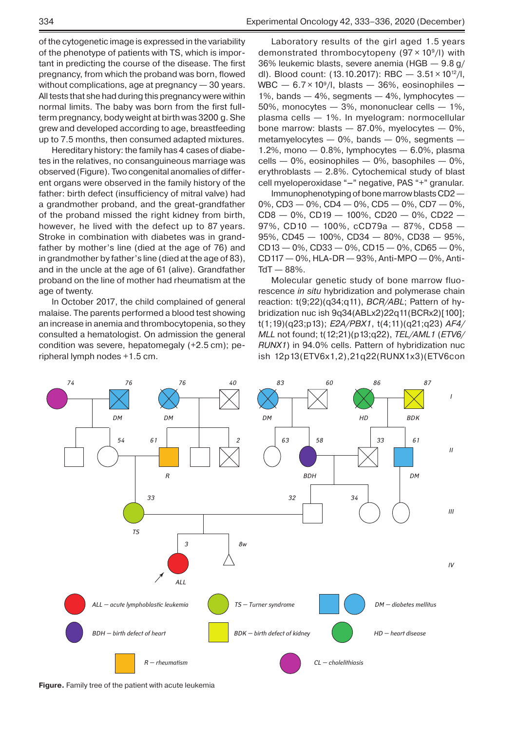of the cytogenetic image is expressed in the variability of the phenotype of patients with TS, which is important in predicting the course of the disease. The first pregnancy, from which the proband was born, flowed without complications, age at pregnancy — 30 years. All tests that she had during this pregnancy were within normal limits. The baby was born from the first full-term pregnancy, body weight at birth was 3200 g. She grew and developed according to age, breastfeeding up to 7.5 months, then consumed adapted mixtures.

Hereditary history: the family has 4 cases of diabetes in the relatives, no consanguineous marriage was observed (Figure). Two congenital anomalies of different organs were observed in the family history of the father: birth defect (insufficiency of mitral valve) had a grandmother proband, and the great-grandfather of the proband missed the right kidney from birth, however, he lived with the defect up to 87 years. Stroke in combination with diabetes was in grandfather by mother's line (died at the age of 76) and in grandmother by father's line (died at the age of 83), and in the uncle at the age of 61 (alive). Grandfather proband on the line of mother had rheumatism at the age of twenty.

In October 2017, the child complained of general malaise. The parents performed a blood test showing an increase in anemia and thrombocytopenia, so they consulted a hematologist. On admission the general condition was severe, hepatomegaly (+2.5 cm); peripheral lymph nodes +1.5 cm.

Laboratory results of the girl aged 1.5 years demonstrated thrombocytopeny ($97 \times 10^9$/l) with 36% leukemic blasts, severe anemia (HGB — 9.8 g/dl). Blood count: (13.10.2017): RBC — $3.51 \times 10^{12}$/l, WBC — $6.7 \times 10^9$/l, blasts — 36%, eosinophiles — 1%, bands — 4%, segments — 4%, lymphocytes — 50%, monocytes — 3%, mononuclear cells — 1%, plasma cells — 1%. In myelogram: normocellular bone marrow: blasts — 87.0%, myelocytes — 0%, metamyelocytes — 0%, bands — 0%, segments — 1.2%, mono — 0.8%, lymphocytes — 6.0%, plasma cells — 0%, eosinophiles — 0%, basophiles — 0%, erythroblasts — 2.8%. Cytochemical study of blast cell myeloperoxidase "–" negative, PAS "+" granular.

Immunophenotyping of bone marrow blasts CD2 — 0%, CD3 — 0%, CD4 — 0%, CD5 — 0%, CD7 — 0%, CD8 — 0%, CD19 — 100%, CD20 — 0%, CD22 — 97%, CD10 — 100%, cCD79a — 87%, CD58 — 95%, CD45 — 100%, CD34 — 80%, CD38 — 95%, CD13 — 0%, CD33 — 0%, CD15 — 0%, CD65 — 0%, CD117 — 0%, HLA-DR — 93%, Anti-MPO — 0%, Anti-TdT — 88%.

Molecular genetic study of bone marrow fluorescence *in situ* hybridization and polymerase chain reaction: t(9;22)(q34;q11), *BCR/ABL*; Pattern of hybridization nuc ish 9q34(ABLx2)22q11(BCRx2)[100]; t(1;19)(q23;p13); *E2A/PBX1*, t(4;11)(q21;q23) *AF4/MLL* not found; t(12;21)(p13;q22), *TEL/AML1* (*ETV6/RUNX1*) in 94.0% cells. Pattern of hybridization nuc ish 12p13(ETV6x1,2),21q22(RUNX1x3)(ETV6con

**Figure.** Family tree of the patient with acute leukemia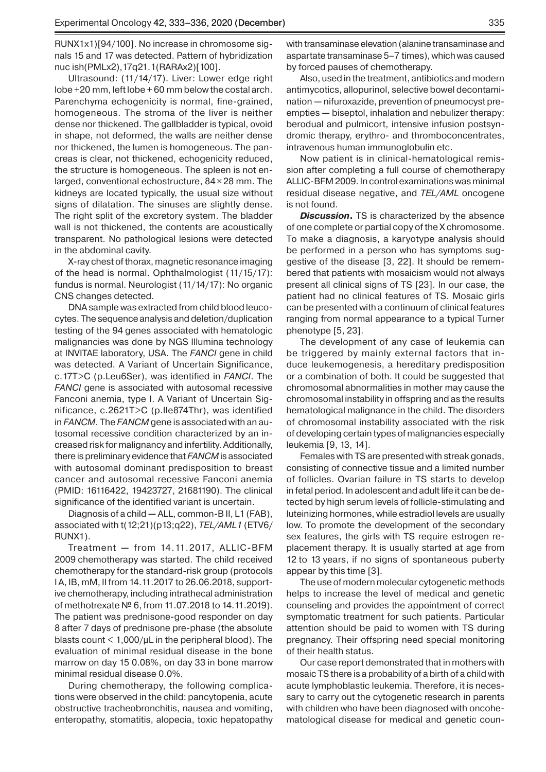RUNX1x1)[94/100]. No increase in chromosome signals 15 and 17 was detected. Pattern of hybridization nuc ish(PMLx2),17q21.1(RARAx2)[100].

Ultrasound: (11/14/17). Liver: Lower edge right lobe +20 mm, left lobe + 60 mm below the costal arch. Parenchyma echogenicity is normal, fine-grained, homogeneous. The stroma of the liver is neither dense nor thickened. The gallbladder is typical, ovoid in shape, not deformed, the walls are neither dense nor thickened, the lumen is homogeneous. The pancreas is clear, not thickened, echogenicity reduced, the structure is homogeneous. The spleen is not enlarged, conventional echostructure, 84 × 28 mm. The kidneys are located typically, the usual size without signs of dilatation. The sinuses are slightly dense. The right split of the excretory system. The bladder wall is not thickened, the contents are acoustically transparent. No pathological lesions were detected in the abdominal cavity.

X-ray chest of thorax, magnetic resonance imaging of the head is normal. Ophthalmologist (11/15/17): fundus is normal. Neurologist (11/14/17): No organic CNS changes detected.

DNA sample was extracted from child blood leucocytes. The sequence analysis and deletion/duplication testing of the 94 genes associated with hematologic malignancies was done by NGS Illumina technology at INVITAE laboratory, USA. The *FANCI* gene in child was detected. A Variant of Uncertain Significance, c.17T>C (p.Leu6Ser), was identified in *FANCI*. The *FANCI* gene is associated with autosomal recessive Fanconi anemia, type I. A Variant of Uncertain Significance, c.2621T>C (p.Ile874Thr), was identified in *FANCM*. The *FANCM* gene is associated with an autosomal recessive condition characterized by an increased risk for malignancy and infertility. Additionally, there is preliminary evidence that *FANCM* is associated with autosomal dominant predisposition to breast cancer and autosomal recessive Fanconi anemia (PMID: 16116422, 19423727, 21681190). The clinical significance of the identified variant is uncertain.

Diagnosis of a child — ALL, common-B II, L1 (FAB), associated with t(12;21)(p13;q22), *TEL/AML1* (ETV6/RUNX1).

Treatment — from 14.11.2017, ALLIC-BFM 2009 chemotherapy was started. The child received chemotherapy for the standard-risk group (protocols I A, IB, mM, II from 14.11.2017 to 26.06.2018, supportive chemotherapy, including intrathecal administration of methotrexate № 6, from 11.07.2018 to 14.11.2019). The patient was prednisone-good responder on day 8 after 7 days of prednisone pre-phase (the absolute blasts count < 1,000/μL in the peripheral blood). The evaluation of minimal residual disease in the bone marrow on day 15 0.08%, on day 33 in bone marrow minimal residual disease 0.0%.

During chemotherapy, the following complications were observed in the child: pancytopenia, acute obstructive tracheobronchitis, nausea and vomiting, enteropathy, stomatitis, alopecia, toxic hepatopathy with transaminase elevation (alanine transaminase and aspartate transaminase 5–7 times), which was caused by forced pauses of chemotherapy.

Also, used in the treatment, antibiotics and modern antimycotics, allopurinol, selective bowel decontamination — nifuroxazide, prevention of pneumocyst preempties — biseptol, inhalation and nebulizer therapy: berodual and pulmicort, intensive infusion postsyndromic therapy, erythro- and thromboconcentrates, intravenous human immunoglobulin etc.

Now patient is in clinical-hematological remission after completing a full course of chemotherapy ALLIC-BFM 2009. In control examinations was minimal residual disease negative, and *TEL/AML* oncogene is not found.

***Discussion.*** TS is characterized by the absence of one complete or partial copy of the X chromosome. To make a diagnosis, a karyotype analysis should be performed in a person who has symptoms suggestive of the disease [3, 22]. It should be remembered that patients with mosaicism would not always present all clinical signs of TS [23]. In our case, the patient had no clinical features of TS. Mosaic girls can be presented with a continuum of clinical features ranging from normal appearance to a typical Turner phenotype [5, 23].

The development of any case of leukemia can be triggered by mainly external factors that induce leukemogenesis, a hereditary predisposition or a combination of both. It could be suggested that chromosomal abnormalities in mother may cause the chromosomal instability in offspring and as the results hematological malignance in the child. The disorders of chromosomal instability associated with the risk of developing certain types of malignancies especially leukemia [9, 13, 14].

Females with TS are presented with streak gonads, consisting of connective tissue and a limited number of follicles. Ovarian failure in TS starts to develop in fetal period. In adolescent and adult life it can be detected by high serum levels of follicle-stimulating and luteinizing hormones, while estradiol levels are usually low. To promote the development of the secondary sex features, the girls with TS require estrogen replacement therapy. It is usually started at age from 12 to 13 years, if no signs of spontaneous puberty appear by this time [3].

The use of modern molecular cytogenetic methods helps to increase the level of medical and genetic counseling and provides the appointment of correct symptomatic treatment for such patients. Particular attention should be paid to women with TS during pregnancy. Their offspring need special monitoring of their health status.

Our case report demonstrated that in mothers with mosaic TS there is a probability of a birth of a child with acute lymphoblastic leukemia. Therefore, it is necessary to carry out the cytogenetic research in parents with children who have been diagnosed with oncohematological disease for medical and genetic coun-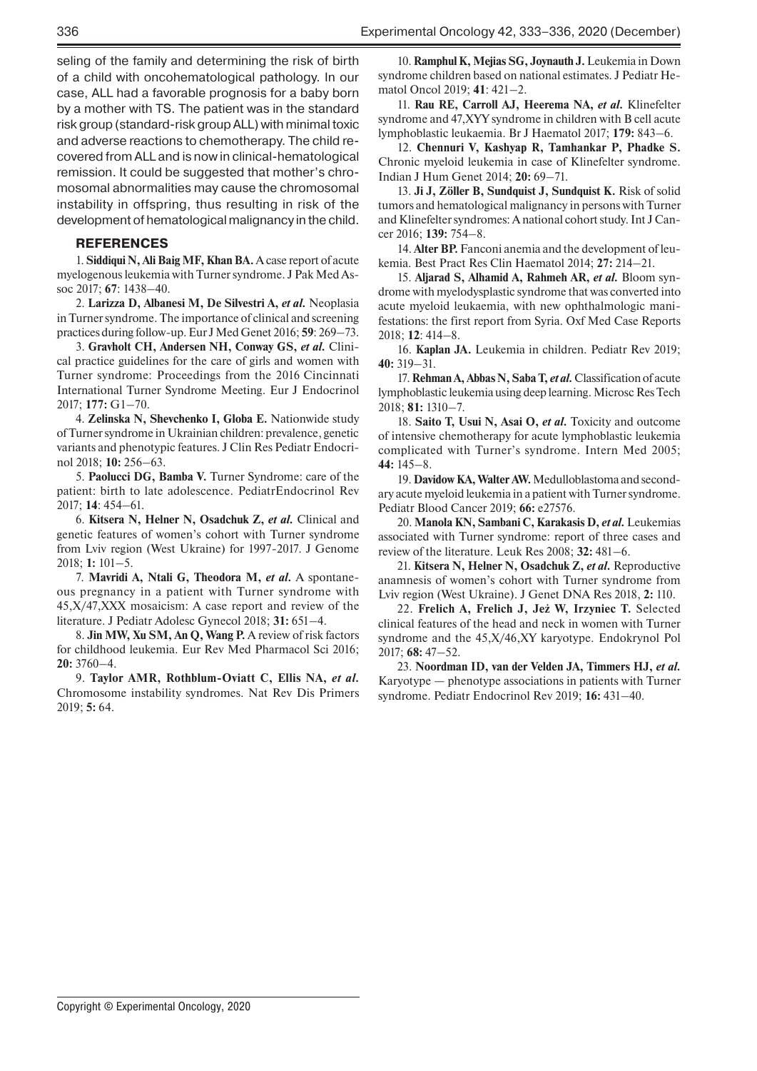seling of the family and determining the risk of birth of a child with oncohematological pathology. In our case, ALL had a favorable prognosis for a baby born by a mother with TS. The patient was in the standard risk group (standard-risk group ALL) with minimal toxic and adverse reactions to chemotherapy. The child recovered from ALL and is now in clinical-hematological remission. It could be suggested that mother's chromosomal abnormalities may cause the chromosomal instability in offspring, thus resulting in risk of the development of hematological malignancy in the child.

## REFERENCES

1. **Siddiqui N, Ali Baig MF, Khan BA.** A case report of acute myelogenous leukemia with Turner syndrome. J Pak Med Assoc 2017; **67**: 1438–40.

2. **Larizza D, Albanesi M, De Silvestri A, *et al.*** Neoplasia in Turner syndrome. The importance of clinical and screening practices during follow-up. Eur J Med Genet 2016; **59**: 269–73.

3. **Gravholt CH, Andersen NH, Conway GS, *et al.*** Clinical practice guidelines for the care of girls and women with Turner syndrome: Proceedings from the 2016 Cincinnati International Turner Syndrome Meeting. Eur J Endocrinol 2017; **177:** G1–70.

4. **Zelinska N, Shevchenko I, Globa E.** Nationwide study of Turner syndrome in Ukrainian children: prevalence, genetic variants and phenotypic features. J Clin Res Pediatr Endocrinol 2018; **10:** 256–63.

5. **Paolucci DG, Bamba V.** Turner Syndrome: care of the patient: birth to late adolescence. PediatrEndocrinol Rev 2017; **14**: 454–61.

6. **Kitsera N, Helner N, Osadchuk Z, *et al.*** Clinical and genetic features of women's cohort with Turner syndrome from Lviv region (West Ukraine) for 1997-2017. J Genome 2018; **1:** 101–5.

7. **Mavridi A, Ntali G, Theodora M, *et al.*** A spontaneous pregnancy in a patient with Turner syndrome with 45,X/47,XXX mosaicism: A case report and review of the literature. J Pediatr Adolesc Gynecol 2018; **31:** 651–4.

8. **Jin MW, Xu SM, An Q, Wang P.** A review of risk factors for childhood leukemia. Eur Rev Med Pharmacol Sci 2016; **20:** 3760–4.

9. **Taylor AMR, Rothblum-Oviatt C, Ellis NA, *et al.*** Chromosome instability syndromes. Nat Rev Dis Primers 2019; **5:** 64.

10. **Ramphul K, Mejias SG, Joynauth J.** Leukemia in Down syndrome children based on national estimates. J Pediatr Hematol Oncol 2019; **41**: 421–2.

11. **Rau RE, Carroll AJ, Heerema NA, *et al.*** Klinefelter syndrome and 47,XYY syndrome in children with B cell acute lymphoblastic leukaemia. Br J Haematol 2017; **179:** 843–6.

12. **Chennuri V, Kashyap R, Tamhankar P, Phadke S.** Chronic myeloid leukemia in case of Klinefelter syndrome. Indian J Hum Genet 2014; **20:** 69–71.

13. **Ji J, Zöller B, Sundquist J, Sundquist K.** Risk of solid tumors and hematological malignancy in persons with Turner and Klinefelter syndromes: A national cohort study. Int J Cancer 2016; **139:** 754–8.

14. **Alter BP.** Fanconi anemia and the development of leukemia. Best Pract Res Clin Haematol 2014; **27:** 214–21.

15. **Aljarad S, Alhamid A, Rahmeh AR, *et al.*** Bloom syndrome with myelodysplastic syndrome that was converted into acute myeloid leukaemia, with new ophthalmologic manifestations: the first report from Syria. Oxf Med Case Reports 2018; **12**: 414–8.

16. **Kaplan JA.** Leukemia in children. Pediatr Rev 2019; **40:** 319–31.

17. **Rehman A, Abbas N, Saba T, *et al.*** Classification of acute lymphoblastic leukemia using deep learning. Microsc Res Tech 2018; **81:** 1310–7.

18. **Saito T, Usui N, Asai O, *et al.*** Toxicity and outcome of intensive chemotherapy for acute lymphoblastic leukemia complicated with Turner's syndrome. Intern Med 2005; **44:** 145–8.

19. **Davidow KA, Walter AW.** Medulloblastoma and secondary acute myeloid leukemia in a patient with Turner syndrome. Pediatr Blood Cancer 2019; **66:** e27576.

20. **Manola KN, Sambani C, Karakasis D, *et al.*** Leukemias associated with Turner syndrome: report of three cases and review of the literature. Leuk Res 2008; **32:** 481–6.

21. **Kitsera N, Helner N, Osadchuk Z, *et al.*** Reproductive anamnesis of women's cohort with Turner syndrome from Lviv region (West Ukraine). J Genet DNA Res 2018, **2:** 110.

22. **Frelich A, Frelich J, Jeż W, Irzyniec T.** Selected clinical features of the head and neck in women with Turner syndrome and the 45,X/46,XY karyotype. Endokrynol Pol 2017; **68:** 47–52.

23. **Noordman ID, van der Velden JA, Timmers HJ, *et al.*** Karyotype — phenotype associations in patients with Turner syndrome. Pediatr Endocrinol Rev 2019; **16:** 431–40.

Copyright © Experimental Oncology, 2020